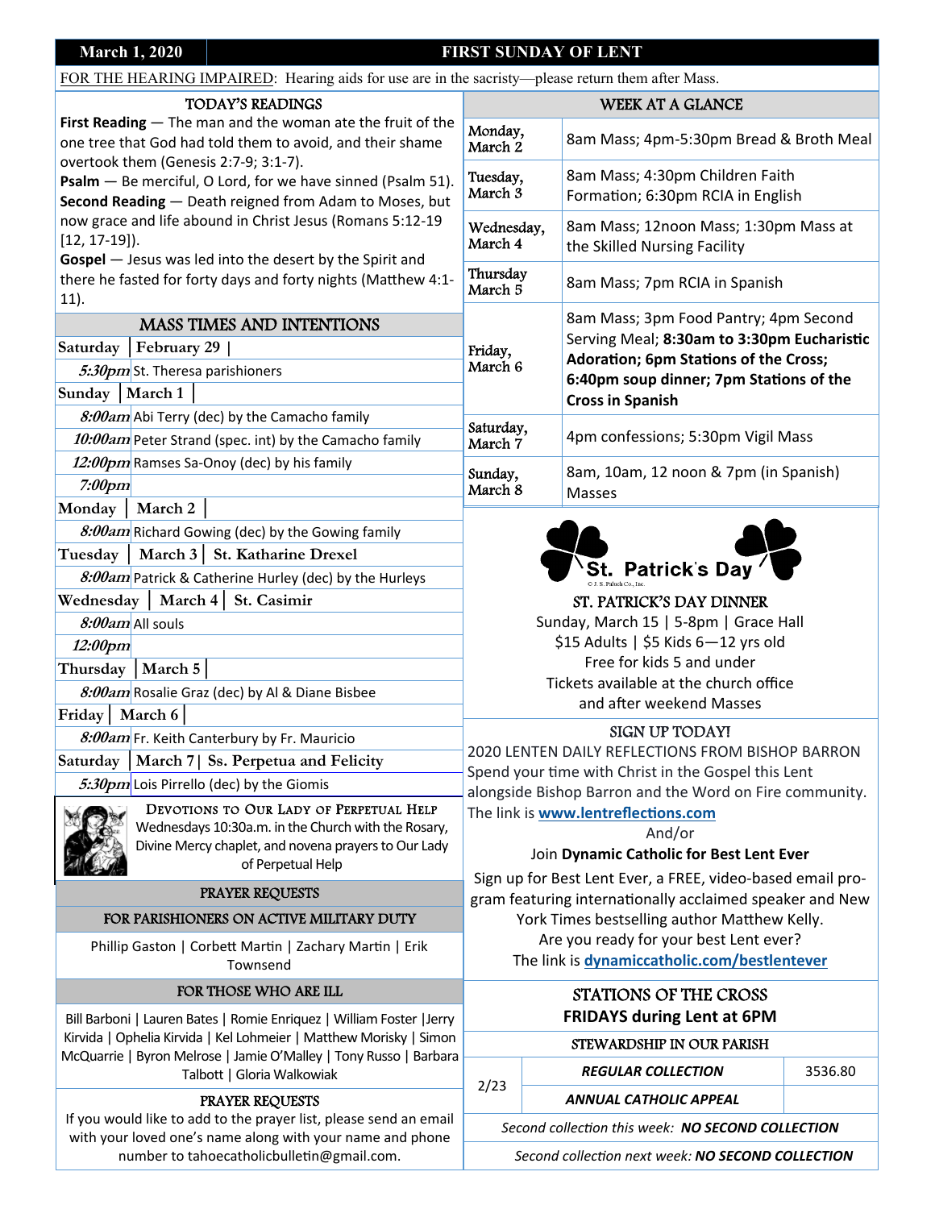**March 1, 2020** | **FIRST SUNDAY OF LENT**

FOR THE HEARING IMPAIRED: Hearing aids for use are in the sacristy—please return them after Mass.

## TODAY'S READINGS

**First Reading** — The man and the woman ate the fruit of the one tree that God had told them to avoid, and their shame overtook them (Genesis 2:7-9; 3:1-7).
**Psalm** — Be merciful, O Lord, for we have sinned (Psalm 51).
**Second Reading** — Death reigned from Adam to Moses, but now grace and life abound in Christ Jesus (Romans 5:12-19 [12, 17-19]).
**Gospel** — Jesus was led into the desert by the Spirit and there he fasted for forty days and forty nights (Matthew 4:1-11).

## MASS TIMES AND INTENTIONS

**Saturday | February 29 |**

| | |
|---|---|
| *5:30pm* | St. Theresa parishioners |

**Sunday | March 1 |**

| | |
|---|---|
| *8:00am* | Abi Terry (dec) by the Camacho family |
| *10:00am* | Peter Strand (spec. int) by the Camacho family |
| *12:00pm* | Ramses Sa-Onoy (dec) by his family |
| *7:00pm* | |

**Monday | March 2 |**

| | |
|---|---|
| *8:00am* | Richard Gowing (dec) by the Gowing family |

**Tuesday | March 3 | St. Katharine Drexel**

| | |
|---|---|
| *8:00am* | Patrick & Catherine Hurley (dec) by the Hurleys |

**Wednesday | March 4 | St. Casimir**

| | |
|---|---|
| *8:00am* | All souls |
| *12:00pm* | |

**Thursday | March 5 |**

| | |
|---|---|
| *8:00am* | Rosalie Graz (dec) by Al & Diane Bisbee |

**Friday | March 6 |**

| | |
|---|---|
| *8:00am* | Fr. Keith Canterbury by Fr. Mauricio |

**Saturday | March 7 | Ss. Perpetua and Felicity**

| | |
|---|---|
| *5:30pm* | Lois Pirrello (dec) by the Giomis |

### DEVOTIONS TO OUR LADY OF PERPETUAL HELP

Wednesdays 10:30a.m. in the Church with the Rosary, Divine Mercy chaplet, and novena prayers to Our Lady of Perpetual Help

## PRAYER REQUESTS

### FOR PARISHIONERS ON ACTIVE MILITARY DUTY

Phillip Gaston | Corbett Martin | Zachary Martin | Erik Townsend

### FOR THOSE WHO ARE ILL

Bill Barboni | Lauren Bates | Romie Enriquez | William Foster |Jerry Kirvida | Ophelia Kirvida | Kel Lohmeier | Matthew Morisky | Simon McQuarrie | Byron Melrose | Jamie O'Malley | Tony Russo | Barbara Talbott | Gloria Walkowiak

### PRAYER REQUESTS

If you would like to add to the prayer list, please send an email with your loved one's name along with your name and phone number to tahoecatholicbulletin@gmail.com.

## WEEK AT A GLANCE

| Day | Events |
|---|---|
| Monday, March 2 | 8am Mass; 4pm-5:30pm Bread & Broth Meal |
| Tuesday, March 3 | 8am Mass; 4:30pm Children Faith Formation; 6:30pm RCIA in English |
| Wednesday, March 4 | 8am Mass; 12noon Mass; 1:30pm Mass at the Skilled Nursing Facility |
| Thursday March 5 | 8am Mass; 7pm RCIA in Spanish |
| Friday, March 6 | 8am Mass; 3pm Food Pantry; 4pm Second Serving Meal; **8:30am to 3:30pm Eucharistic Adoration; 6pm Stations of the Cross; 6:40pm soup dinner; 7pm Stations of the Cross in Spanish** |
| Saturday, March 7 | 4pm confessions; 5:30pm Vigil Mass |
| Sunday, March 8 | 8am, 10am, 12 noon & 7pm (in Spanish) Masses |

St. Patrick's Day

## ST. PATRICK'S DAY DINNER

Sunday, March 15 | 5-8pm | Grace Hall
$15 Adults | $5 Kids 6—12 yrs old
Free for kids 5 and under
Tickets available at the church office and after weekend Masses

## SIGN UP TODAY!

2020 LENTEN DAILY REFLECTIONS FROM BISHOP BARRON
Spend your time with Christ in the Gospel this Lent alongside Bishop Barron and the Word on Fire community. The link is **www.lentreflections.com**

And/or

Join **Dynamic Catholic for Best Lent Ever**

Sign up for Best Lent Ever, a FREE, video-based email program featuring internationally acclaimed speaker and New York Times bestselling author Matthew Kelly. Are you ready for your best Lent ever? The link is **dynamiccatholic.com/bestlentever**

## STATIONS OF THE CROSS
**FRIDAYS during Lent at 6PM**

## STEWARDSHIP IN OUR PARISH

| | | |
|---|---|---|
| 2/23 | ***REGULAR COLLECTION*** | 3536.80 |
| | ***ANNUAL CATHOLIC APPEAL*** | |

*Second collection this week:* ***NO SECOND COLLECTION***

*Second collection next week:* ***NO SECOND COLLECTION***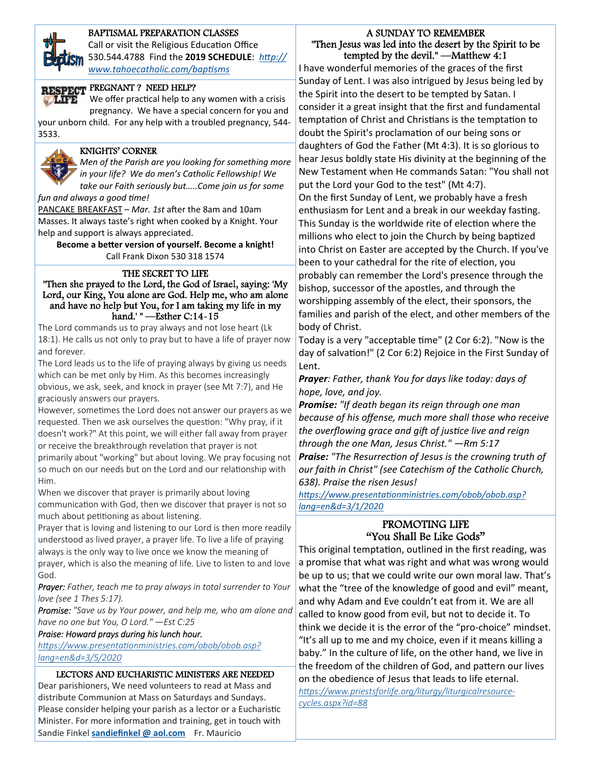## BAPTISMAL PREPARATION CLASSES

Call or visit the Religious Education Office 530.544.4788 Find the **2019 SCHEDULE**: *http://www.tahoecatholic.com/baptisms*

## PREGNANT ? NEED HELP?

We offer practical help to any women with a crisis pregnancy. We have a special concern for you and your unborn child. For any help with a troubled pregnancy, 544-3533.

## KNIGHTS' CORNER

*Men of the Parish are you looking for something more in your life? We do men's Catholic Fellowship! We take our Faith seriously but…..Come join us for some fun and always a good time!*

PANCAKE BREAKFAST – *Mar. 1st* after the 8am and 10am Masses. It always taste's right when cooked by a Knight. Your help and support is always appreciated.

**Become a better version of yourself. Become a knight!**

Call Frank Dixon 530 318 1574

## THE SECRET TO LIFE

"Then she prayed to the Lord, the God of Israel, saying: 'My Lord, our King, You alone are God. Help me, who am alone and have no help but You, for I am taking my life in my hand.' " —Esther C:14-15

The Lord commands us to pray always and not lose heart (Lk 18:1). He calls us not only to pray but to have a life of prayer now and forever.

The Lord leads us to the life of praying always by giving us needs which can be met only by Him. As this becomes increasingly obvious, we ask, seek, and knock in prayer (see Mt 7:7), and He graciously answers our prayers.

However, sometimes the Lord does not answer our prayers as we requested. Then we ask ourselves the question: "Why pray, if it doesn't work?" At this point, we will either fall away from prayer or receive the breakthrough revelation that prayer is not primarily about "working" but about loving. We pray focusing not so much on our needs but on the Lord and our relationship with Him.

When we discover that prayer is primarily about loving communication with God, then we discover that prayer is not so much about petitioning as about listening.

Prayer that is loving and listening to our Lord is then more readily understood as lived prayer, a prayer life. To live a life of praying always is the only way to live once we know the meaning of prayer, which is also the meaning of life. Live to listen to and love God.

***Prayer:*** *Father, teach me to pray always in total surrender to Your love (see 1 Thes 5:17).*

***Promise:*** *"Save us by Your power, and help me, who am alone and have no one but You, O Lord." —Est C:25*

***Praise: Howard prays during his lunch hour.***

*https://www.presentationministries.com/obob/obob.asp?lang=en&d=3/5/2020*

## LECTORS AND EUCHARISTIC MINISTERS ARE NEEDED

Dear parishioners, We need volunteers to read at Mass and distribute Communion at Mass on Saturdays and Sundays. Please consider helping your parish as a lector or a Eucharistic Minister. For more information and training, get in touch with Sandie Finkel **sandiefinkel @ aol.com** Fr. Mauricio

## A SUNDAY TO REMEMBER

"Then Jesus was led into the desert by the Spirit to be tempted by the devil." —Matthew 4:1

I have wonderful memories of the graces of the first Sunday of Lent. I was also intrigued by Jesus being led by the Spirit into the desert to be tempted by Satan. I consider it a great insight that the first and fundamental temptation of Christ and Christians is the temptation to doubt the Spirit's proclamation of our being sons or daughters of God the Father (Mt 4:3). It is so glorious to hear Jesus boldly state His divinity at the beginning of the New Testament when He commands Satan: "You shall not put the Lord your God to the test" (Mt 4:7).

On the first Sunday of Lent, we probably have a fresh enthusiasm for Lent and a break in our weekday fasting. This Sunday is the worldwide rite of election where the millions who elect to join the Church by being baptized into Christ on Easter are accepted by the Church. If you've been to your cathedral for the rite of election, you probably can remember the Lord's presence through the bishop, successor of the apostles, and through the worshipping assembly of the elect, their sponsors, the families and parish of the elect, and other members of the body of Christ.

Today is a very "acceptable time" (2 Cor 6:2). "Now is the day of salvation!" (2 Cor 6:2) Rejoice in the First Sunday of Lent.

***Prayer****: Father, thank You for days like today: days of hope, love, and joy.*

***Promise:*** *"If death began its reign through one man because of his offense, much more shall those who receive the overflowing grace and gift of justice live and reign through the one Man, Jesus Christ." —Rm 5:17*

***Praise:*** *"The Resurrection of Jesus is the crowning truth of our faith in Christ" (see Catechism of the Catholic Church, 638). Praise the risen Jesus!*

*https://www.presentationministries.com/obob/obob.asp?lang=en&d=3/1/2020*

## PROMOTING LIFE
## "You Shall Be Like Gods"

This original temptation, outlined in the first reading, was a promise that what was right and what was wrong would be up to us; that we could write our own moral law. That's what the "tree of the knowledge of good and evil" meant, and why Adam and Eve couldn't eat from it. We are all called to know good from evil, but not to decide it. To think we decide it is the error of the "pro-choice" mindset. "It's all up to me and my choice, even if it means killing a baby." In the culture of life, on the other hand, we live in the freedom of the children of God, and pattern our lives on the obedience of Jesus that leads to life eternal.

*https://www.priestsforlife.org/liturgy/liturgicalresource-cycles.aspx?id=88*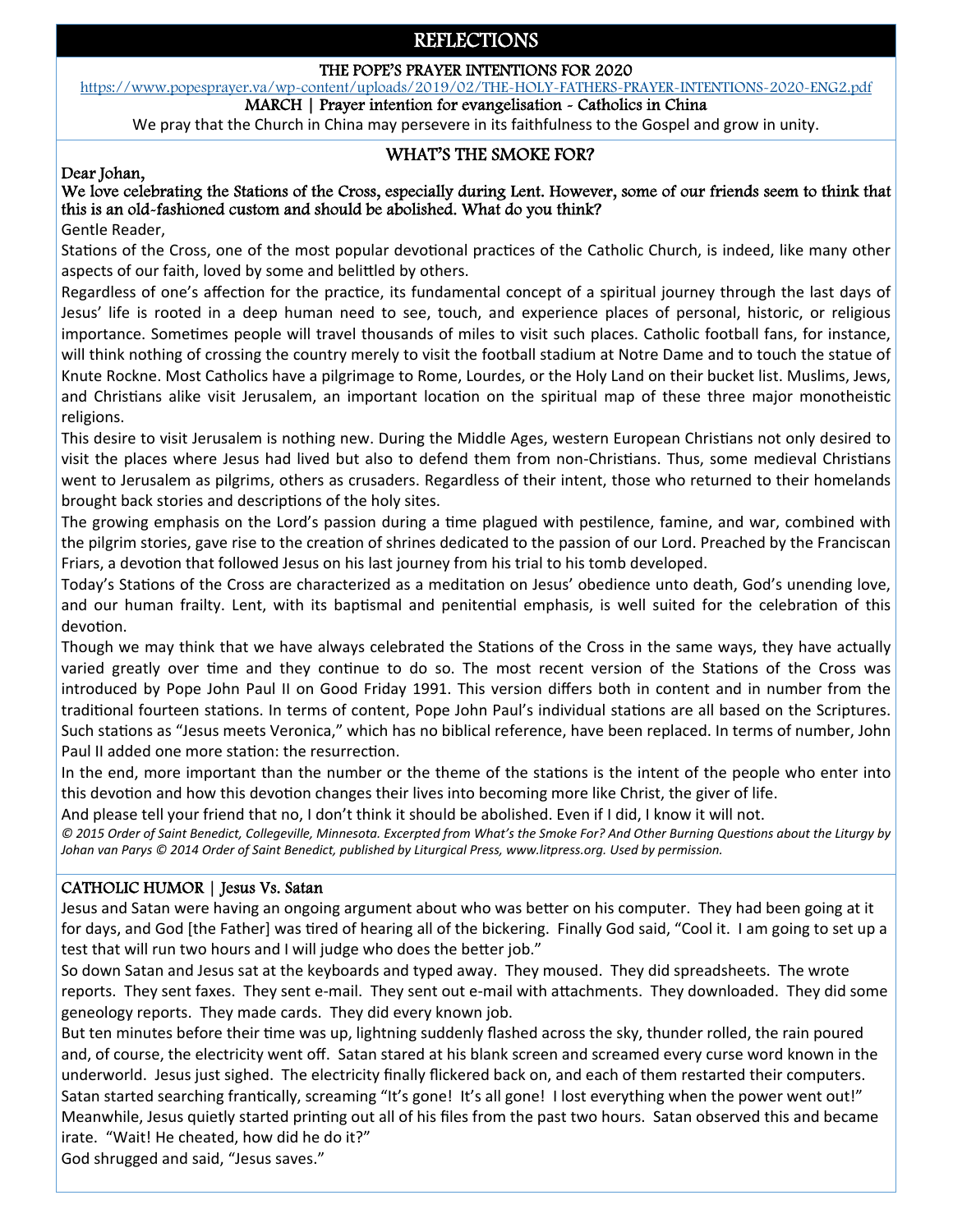# REFLECTIONS

## THE POPE'S PRAYER INTENTIONS FOR 2020

https://www.popesprayer.va/wp-content/uploads/2019/02/THE-HOLY-FATHERS-PRAYER-INTENTIONS-2020-ENG2.pdf

**MARCH | Prayer intention for evangelisation - Catholics in China**

We pray that the Church in China may persevere in its faithfulness to the Gospel and grow in unity.

## WHAT'S THE SMOKE FOR?

**Dear Johan,**

**We love celebrating the Stations of the Cross, especially during Lent. However, some of our friends seem to think that this is an old-fashioned custom and should be abolished. What do you think?**

Gentle Reader,

Stations of the Cross, one of the most popular devotional practices of the Catholic Church, is indeed, like many other aspects of our faith, loved by some and belittled by others.

Regardless of one's affection for the practice, its fundamental concept of a spiritual journey through the last days of Jesus' life is rooted in a deep human need to see, touch, and experience places of personal, historic, or religious importance. Sometimes people will travel thousands of miles to visit such places. Catholic football fans, for instance, will think nothing of crossing the country merely to visit the football stadium at Notre Dame and to touch the statue of Knute Rockne. Most Catholics have a pilgrimage to Rome, Lourdes, or the Holy Land on their bucket list. Muslims, Jews, and Christians alike visit Jerusalem, an important location on the spiritual map of these three major monotheistic religions.

This desire to visit Jerusalem is nothing new. During the Middle Ages, western European Christians not only desired to visit the places where Jesus had lived but also to defend them from non-Christians. Thus, some medieval Christians went to Jerusalem as pilgrims, others as crusaders. Regardless of their intent, those who returned to their homelands brought back stories and descriptions of the holy sites.

The growing emphasis on the Lord's passion during a time plagued with pestilence, famine, and war, combined with the pilgrim stories, gave rise to the creation of shrines dedicated to the passion of our Lord. Preached by the Franciscan Friars, a devotion that followed Jesus on his last journey from his trial to his tomb developed.

Today's Stations of the Cross are characterized as a meditation on Jesus' obedience unto death, God's unending love, and our human frailty. Lent, with its baptismal and penitential emphasis, is well suited for the celebration of this devotion.

Though we may think that we have always celebrated the Stations of the Cross in the same ways, they have actually varied greatly over time and they continue to do so. The most recent version of the Stations of the Cross was introduced by Pope John Paul II on Good Friday 1991. This version differs both in content and in number from the traditional fourteen stations. In terms of content, Pope John Paul's individual stations are all based on the Scriptures. Such stations as "Jesus meets Veronica," which has no biblical reference, have been replaced. In terms of number, John Paul II added one more station: the resurrection.

In the end, more important than the number or the theme of the stations is the intent of the people who enter into this devotion and how this devotion changes their lives into becoming more like Christ, the giver of life.

And please tell your friend that no, I don't think it should be abolished. Even if I did, I know it will not.

*© 2015 Order of Saint Benedict, Collegeville, Minnesota. Excerpted from What's the Smoke For? And Other Burning Questions about the Liturgy by Johan van Parys © 2014 Order of Saint Benedict, published by Liturgical Press, www.litpress.org. Used by permission.*

## CATHOLIC HUMOR | Jesus Vs. Satan

Jesus and Satan were having an ongoing argument about who was better on his computer. They had been going at it for days, and God [the Father] was tired of hearing all of the bickering. Finally God said, "Cool it. I am going to set up a test that will run two hours and I will judge who does the better job."

So down Satan and Jesus sat at the keyboards and typed away. They moused. They did spreadsheets. The wrote reports. They sent faxes. They sent e-mail. They sent out e-mail with attachments. They downloaded. They did some geneology reports. They made cards. They did every known job.

But ten minutes before their time was up, lightning suddenly flashed across the sky, thunder rolled, the rain poured and, of course, the electricity went off. Satan stared at his blank screen and screamed every curse word known in the underworld. Jesus just sighed. The electricity finally flickered back on, and each of them restarted their computers. Satan started searching frantically, screaming "It's gone! It's all gone! I lost everything when the power went out!" Meanwhile, Jesus quietly started printing out all of his files from the past two hours. Satan observed this and became irate. "Wait! He cheated, how did he do it?"

God shrugged and said, "Jesus saves."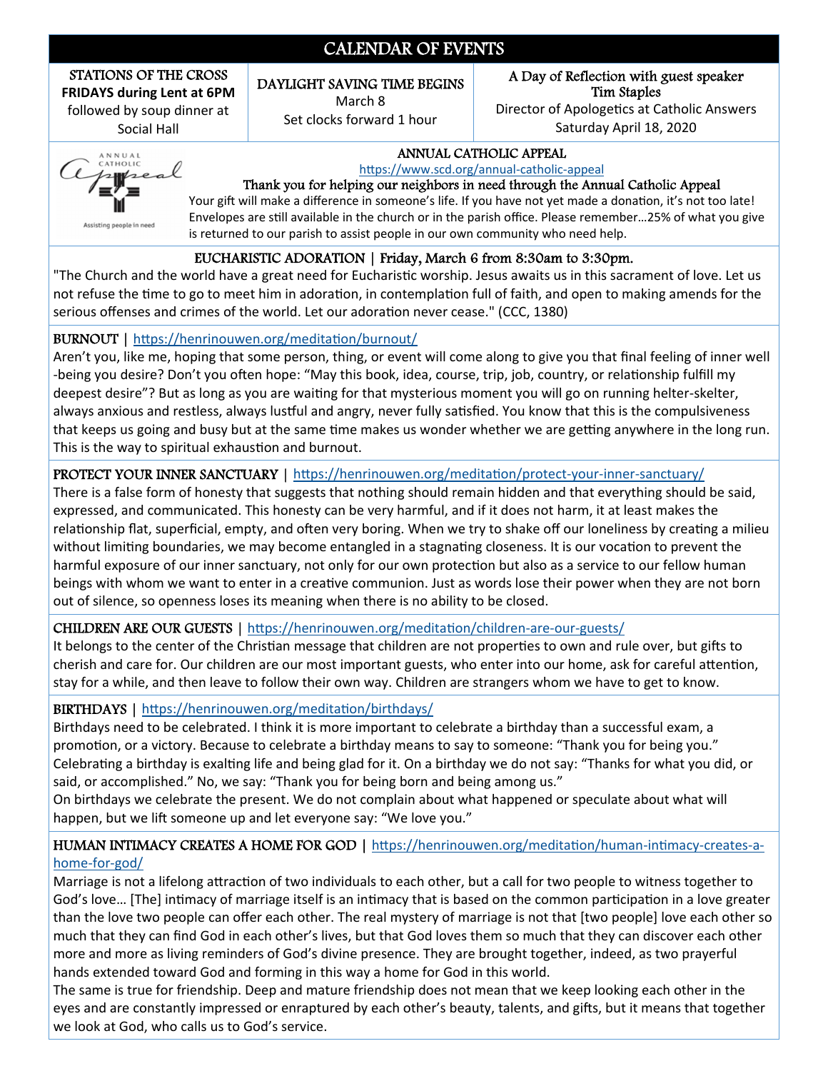# CALENDAR OF EVENTS

| STATIONS OF THE CROSS **FRIDAYS during Lent at 6PM** followed by soup dinner at Social Hall | DAYLIGHT SAVING TIME BEGINS March 8 Set clocks forward 1 hour | A Day of Reflection with guest speaker Tim Staples Director of Apologetics at Catholic Answers Saturday April 18, 2020 |
|---|---|---|

## ANNUAL CATHOLIC APPEAL

https://www.scd.org/annual-catholic-appeal

Thank you for helping our neighbors in need through the Annual Catholic Appeal

Your gift will make a difference in someone's life. If you have not yet made a donation, it's not too late! Envelopes are still available in the church or in the parish office. Please remember…25% of what you give is returned to our parish to assist people in our own community who need help.

## EUCHARISTIC ADORATION | Friday, March 6 from 8:30am to 3:30pm.

"The Church and the world have a great need for Eucharistic worship. Jesus awaits us in this sacrament of love. Let us not refuse the time to go to meet him in adoration, in contemplation full of faith, and open to making amends for the serious offenses and crimes of the world. Let our adoration never cease." (CCC, 1380)

## BURNOUT | https://henrinouwen.org/meditation/burnout/

Aren't you, like me, hoping that some person, thing, or event will come along to give you that final feeling of inner well-being you desire? Don't you often hope: "May this book, idea, course, trip, job, country, or relationship fulfill my deepest desire"? But as long as you are waiting for that mysterious moment you will go on running helter-skelter, always anxious and restless, always lustful and angry, never fully satisfied. You know that this is the compulsiveness that keeps us going and busy but at the same time makes us wonder whether we are getting anywhere in the long run. This is the way to spiritual exhaustion and burnout.

## PROTECT YOUR INNER SANCTUARY | https://henrinouwen.org/meditation/protect-your-inner-sanctuary/

There is a false form of honesty that suggests that nothing should remain hidden and that everything should be said, expressed, and communicated. This honesty can be very harmful, and if it does not harm, it at least makes the relationship flat, superficial, empty, and often very boring. When we try to shake off our loneliness by creating a milieu without limiting boundaries, we may become entangled in a stagnating closeness. It is our vocation to prevent the harmful exposure of our inner sanctuary, not only for our own protection but also as a service to our fellow human beings with whom we want to enter in a creative communion. Just as words lose their power when they are not born out of silence, so openness loses its meaning when there is no ability to be closed.

## CHILDREN ARE OUR GUESTS | https://henrinouwen.org/meditation/children-are-our-guests/

It belongs to the center of the Christian message that children are not properties to own and rule over, but gifts to cherish and care for. Our children are our most important guests, who enter into our home, ask for careful attention, stay for a while, and then leave to follow their own way. Children are strangers whom we have to get to know.

## BIRTHDAYS | https://henrinouwen.org/meditation/birthdays/

Birthdays need to be celebrated. I think it is more important to celebrate a birthday than a successful exam, a promotion, or a victory. Because to celebrate a birthday means to say to someone: "Thank you for being you." Celebrating a birthday is exalting life and being glad for it. On a birthday we do not say: "Thanks for what you did, or said, or accomplished." No, we say: "Thank you for being born and being among us."

On birthdays we celebrate the present. We do not complain about what happened or speculate about what will happen, but we lift someone up and let everyone say: "We love you."

## HUMAN INTIMACY CREATES A HOME FOR GOD | https://henrinouwen.org/meditation/human-intimacy-creates-a-home-for-god/

Marriage is not a lifelong attraction of two individuals to each other, but a call for two people to witness together to God's love… [The] intimacy of marriage itself is an intimacy that is based on the common participation in a love greater than the love two people can offer each other. The real mystery of marriage is not that [two people] love each other so much that they can find God in each other's lives, but that God loves them so much that they can discover each other more and more as living reminders of God's divine presence. They are brought together, indeed, as two prayerful hands extended toward God and forming in this way a home for God in this world.

The same is true for friendship. Deep and mature friendship does not mean that we keep looking each other in the eyes and are constantly impressed or enraptured by each other's beauty, talents, and gifts, but it means that together we look at God, who calls us to God's service.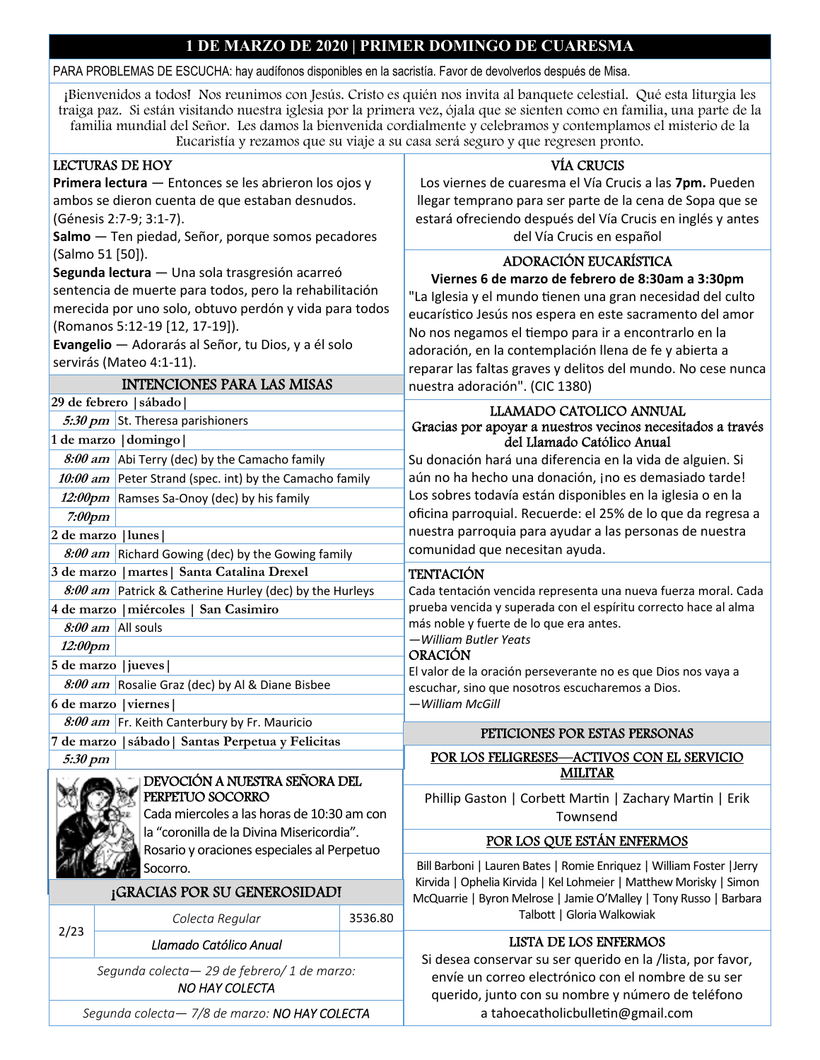# 1 DE MARZO DE 2020 | PRIMER DOMINGO DE CUARESMA

PARA PROBLEMAS DE ESCUCHA: hay audífonos disponibles en la sacristía. Favor de devolverlos después de Misa.

¡Bienvenidos a todos! Nos reunimos con Jesús. Cristo es quién nos invita al banquete celestial. Qué esta liturgia les traiga paz. Si están visitando nuestra iglesia por la primera vez, ójala que se sienten como en familia, una parte de la familia mundial del Señor. Les damos la bienvenida cordialmente y celebramos y contemplamos el misterio de la Eucaristía y rezamos que su viaje a su casa será seguro y que regresen pronto.

## LECTURAS DE HOY

**Primera lectura** — Entonces se les abrieron los ojos y ambos se dieron cuenta de que estaban desnudos. (Génesis 2:7-9; 3:1-7).

**Salmo** — Ten piedad, Señor, porque somos pecadores (Salmo 51 [50]).

**Segunda lectura** — Una sola trasgresión acarreó sentencia de muerte para todos, pero la rehabilitación merecida por uno solo, obtuvo perdón y vida para todos (Romanos 5:12-19 [12, 17-19]).

**Evangelio** — Adorarás al Señor, tu Dios, y a él solo servirás (Mateo 4:1-11).

## INTENCIONES PARA LAS MISAS

| | |
|---|---|
| **29 de febrero \|sábado\|** | |
| *5:30 pm* | St. Theresa parishioners |
| **1 de marzo \|domingo\|** | |
| *8:00 am* | Abi Terry (dec) by the Camacho family |
| *10:00 am* | Peter Strand (spec. int) by the Camacho family |
| *12:00pm* | Ramses Sa-Onoy (dec) by his family |
| *7:00pm* | |
| **2 de marzo \|lunes\|** | |
| *8:00 am* | Richard Gowing (dec) by the Gowing family |
| **3 de marzo \|martes\| Santa Catalina Drexel** | |
| *8:00 am* | Patrick & Catherine Hurley (dec) by the Hurleys |
| **4 de marzo \|miércoles \| San Casimiro** | |
| *8:00 am* | All souls |
| *12:00pm* | |
| **5 de marzo \|jueves\|** | |
| *8:00 am* | Rosalie Graz (dec) by Al & Diane Bisbee |
| **6 de marzo \|viernes\|** | |
| *8:00 am* | Fr. Keith Canterbury by Fr. Mauricio |
| **7 de marzo \|sábado\| Santas Perpetua y Felicitas** | |
| *5:30 pm* | |

## DEVOCIÓN A NUESTRA SEÑORA DEL PERPETUO SOCORRO

Cada miercoles a las horas de 10:30 am con la "coronilla de la Divina Misericordia". Rosario y oraciones especiales al Perpetuo Socorro.

## ¡GRACIAS POR SU GENEROSIDAD!

| | | |
|---|---|---|
| 2/23 | *Colecta Regular* | 3536.80 |
| | *Llamado Católico Anual* | |

*Segunda colecta— 29 de febrero/ 1 de marzo: NO HAY COLECTA*

*Segunda colecta— 7/8 de marzo: NO HAY COLECTA*

## VÍA CRUCIS

Los viernes de cuaresma el Vía Crucis a las **7pm.** Pueden llegar temprano para ser parte de la cena de Sopa que se estará ofreciendo después del Vía Crucis en inglés y antes del Vía Crucis en español

## ADORACIÓN EUCARÍSTICA

**Viernes 6 de marzo de febrero de 8:30am a 3:30pm**

"La Iglesia y el mundo tienen una gran necesidad del culto eucarístico Jesús nos espera en este sacramento del amor No nos negamos el tiempo para ir a encontrarlo en la adoración, en la contemplación llena de fe y abierta a reparar las faltas graves y delitos del mundo. No cese nunca nuestra adoración". (CIC 1380)

## LLAMADO CATOLICO ANUAL

**Gracias por apoyar a nuestros vecinos necesitados a través del Llamado Católico Anual**

Su donación hará una diferencia en la vida de alguien. Si aún no ha hecho una donación, ¡no es demasiado tarde! Los sobres todavía están disponibles en la iglesia o en la oficina parroquial. Recuerde: el 25% de lo que da regresa a nuestra parroquia para ayudar a las personas de nuestra comunidad que necesitan ayuda.

## TENTACIÓN

Cada tentación vencida representa una nueva fuerza moral. Cada prueba vencida y superada con el espíritu correcto hace al alma más noble y fuerte de lo que era antes.

—*William Butler Yeats*

## ORACIÓN

El valor de la oración perseverante no es que Dios nos vaya a escuchar, sino que nosotros escucharemos a Dios.

—*William McGill*

## PETICIONES POR ESTAS PERSONAS

### POR LOS FELIGRESES—ACTIVOS CON EL SERVICIO MILITAR

Phillip Gaston | Corbett Martin | Zachary Martin | Erik Townsend

### POR LOS QUE ESTÁN ENFERMOS

Bill Barboni | Lauren Bates | Romie Enriquez | William Foster |Jerry Kirvida | Ophelia Kirvida | Kel Lohmeier | Matthew Morisky | Simon McQuarrie | Byron Melrose | Jamie O'Malley | Tony Russo | Barbara Talbott | Gloria Walkowiak

## LISTA DE LOS ENFERMOS

Si desea conservar su ser querido en la /lista, por favor, envíe un correo electrónico con el nombre de su ser querido, junto con su nombre y número de teléfono a tahoecatholicbulletin@gmail.com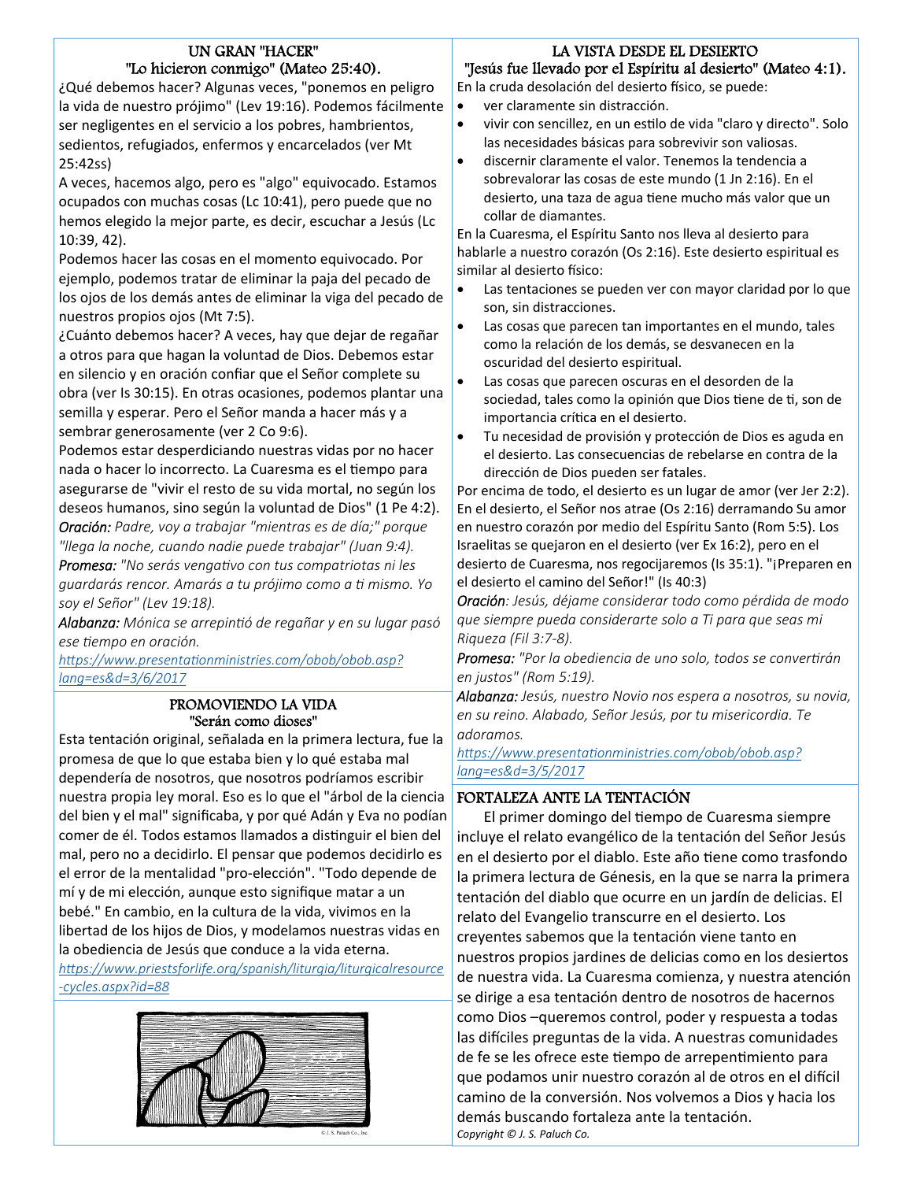## UN GRAN "HACER"
### "Lo hicieron conmigo" (Mateo 25:40).

¿Qué debemos hacer? Algunas veces, "ponemos en peligro la vida de nuestro prójimo" (Lev 19:16). Podemos fácilmente ser negligentes en el servicio a los pobres, hambrientos, sedientos, refugiados, enfermos y encarcelados (ver Mt 25:42ss)

A veces, hacemos algo, pero es "algo" equivocado. Estamos ocupados con muchas cosas (Lc 10:41), pero puede que no hemos elegido la mejor parte, es decir, escuchar a Jesús (Lc 10:39, 42).

Podemos hacer las cosas en el momento equivocado. Por ejemplo, podemos tratar de eliminar la paja del pecado de los ojos de los demás antes de eliminar la viga del pecado de nuestros propios ojos (Mt 7:5).

¿Cuánto debemos hacer? A veces, hay que dejar de regañar a otros para que hagan la voluntad de Dios. Debemos estar en silencio y en oración confiar que el Señor complete su obra (ver Is 30:15). En otras ocasiones, podemos plantar una semilla y esperar. Pero el Señor manda a hacer más y a sembrar generosamente (ver 2 Co 9:6).

Podemos estar desperdiciando nuestras vidas por no hacer nada o hacer lo incorrecto. La Cuaresma es el tiempo para asegurarse de "vivir el resto de su vida mortal, no según los deseos humanos, sino según la voluntad de Dios" (1 Pe 4:2).

***Oración:*** *Padre, voy a trabajar "mientras es de día;" porque "llega la noche, cuando nadie puede trabajar" (Juan 9:4).*

***Promesa:*** *"No serás vengativo con tus compatriotas ni les guardarás rencor. Amarás a tu prójimo como a ti mismo. Yo soy el Señor" (Lev 19:18).*

***Alabanza:*** *Mónica se arrepintió de regañar y en su lugar pasó ese tiempo en oración.*

https://www.presentationministries.com/obob/obob.asp?lang=es&d=3/6/2017

## PROMOVIENDO LA VIDA
### "Serán como dioses"

Esta tentación original, señalada en la primera lectura, fue la promesa de que lo que estaba bien y lo qué estaba mal dependería de nosotros, que nosotros podríamos escribir nuestra propia ley moral. Eso es lo que el "árbol de la ciencia del bien y el mal" significaba, y por qué Adán y Eva no podían comer de él. Todos estamos llamados a distinguir el bien del mal, pero no a decidirlo. El pensar que podemos decidirlo es el error de la mentalidad "pro-elección". "Todo depende de mí y de mi elección, aunque esto signifique matar a un bebé." En cambio, en la cultura de la vida, vivimos en la libertad de los hijos de Dios, y modelamos nuestras vidas en la obediencia de Jesús que conduce a la vida eterna.

https://www.priestsforlife.org/spanish/liturgia/liturgicalresource-cycles.aspx?id=88

© J. S. Paluch Co., Inc.

## LA VISTA DESDE EL DESIERTO
### "Jesús fue llevado por el Espíritu al desierto" (Mateo 4:1).

En la cruda desolación del desierto físico, se puede:

- ver claramente sin distracción.
- vivir con sencillez, en un estilo de vida "claro y directo". Solo las necesidades básicas para sobrevivir son valiosas.
- discernir claramente el valor. Tenemos la tendencia a sobrevalorar las cosas de este mundo (1 Jn 2:16). En el desierto, una taza de agua tiene mucho más valor que un collar de diamantes.

En la Cuaresma, el Espíritu Santo nos lleva al desierto para hablarle a nuestro corazón (Os 2:16). Este desierto espiritual es similar al desierto físico:

- Las tentaciones se pueden ver con mayor claridad por lo que son, sin distracciones.
- Las cosas que parecen tan importantes en el mundo, tales como la relación de los demás, se desvanecen en la oscuridad del desierto espiritual.
- Las cosas que parecen oscuras en el desorden de la sociedad, tales como la opinión que Dios tiene de ti, son de importancia crítica en el desierto.
- Tu necesidad de provisión y protección de Dios es aguda en el desierto. Las consecuencias de rebelarse en contra de la dirección de Dios pueden ser fatales.

Por encima de todo, el desierto es un lugar de amor (ver Jer 2:2). En el desierto, el Señor nos atrae (Os 2:16) derramando Su amor en nuestro corazón por medio del Espíritu Santo (Rom 5:5). Los Israelitas se quejaron en el desierto (ver Ex 16:2), pero en el desierto de Cuaresma, nos regocijaremos (Is 35:1). "¡Preparen en el desierto el camino del Señor!" (Is 40:3)

***Oración****: Jesús, déjame considerar todo como pérdida de modo que siempre pueda considerarte solo a Ti para que seas mi Riqueza (Fil 3:7-8).*

***Promesa:*** *"Por la obediencia de uno solo, todos se convertirán en justos" (Rom 5:19).*

***Alabanza:*** *Jesús, nuestro Novio nos espera a nosotros, su novia, en su reino. Alabado, Señor Jesús, por tu misericordia. Te adoramos.*

https://www.presentationministries.com/obob/obob.asp?lang=es&d=3/5/2017

## FORTALEZA ANTE LA TENTACIÓN

El primer domingo del tiempo de Cuaresma siempre incluye el relato evangélico de la tentación del Señor Jesús en el desierto por el diablo. Este año tiene como trasfondo la primera lectura de Génesis, en la que se narra la primera tentación del diablo que ocurre en un jardín de delicias. El relato del Evangelio transcurre en el desierto. Los creyentes sabemos que la tentación viene tanto en nuestros propios jardines de delicias como en los desiertos de nuestra vida. La Cuaresma comienza, y nuestra atención se dirige a esa tentación dentro de nosotros de hacernos como Dios –queremos control, poder y respuesta a todas las difíciles preguntas de la vida. A nuestras comunidades de fe se les ofrece este tiempo de arrepentimiento para que podamos unir nuestro corazón al de otros en el difícil camino de la conversión. Nos volvemos a Dios y hacia los demás buscando fortaleza ante la tentación.

*Copyright © J. S. Paluch Co.*